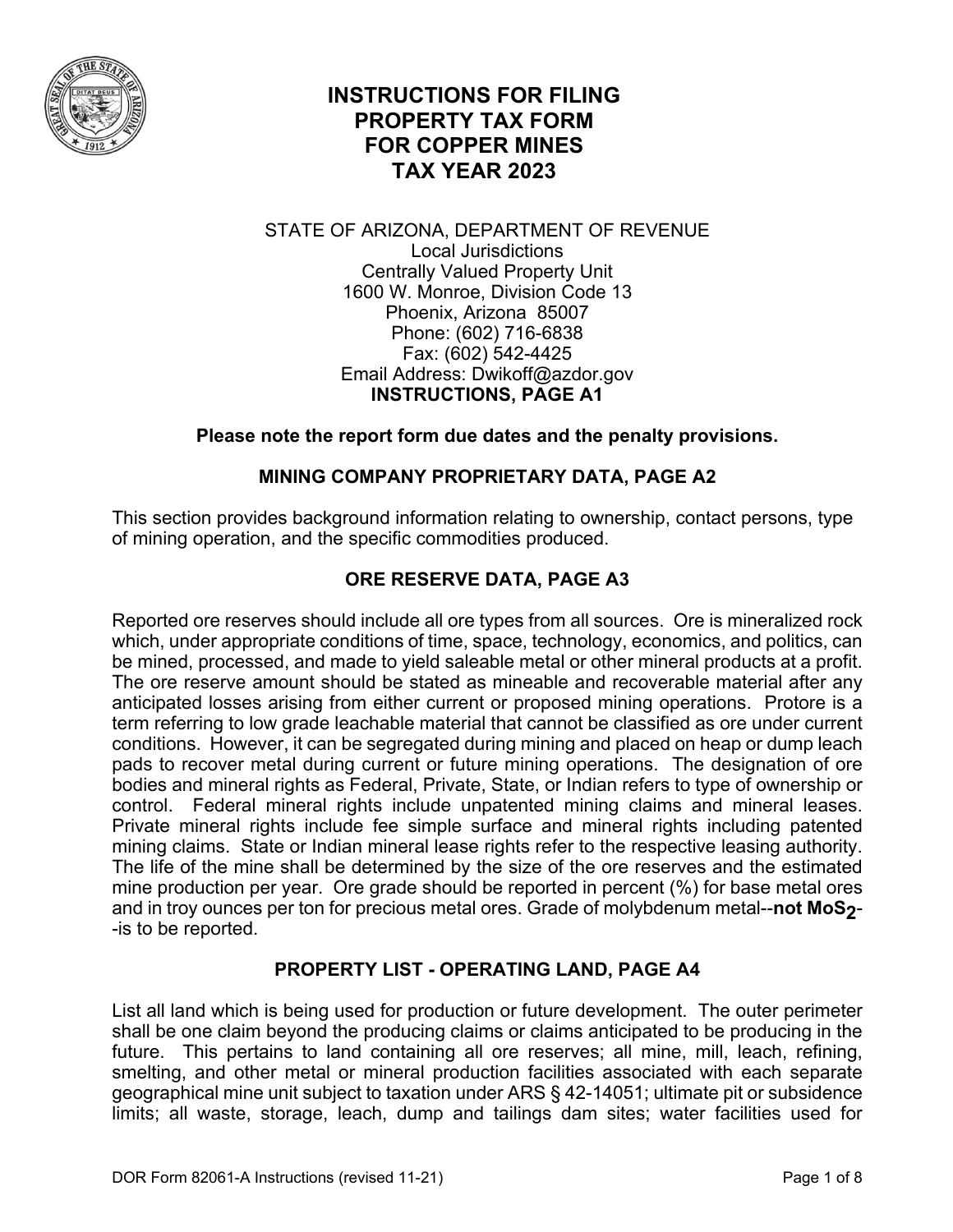# INSTRUCTIONS FOR FILING PROPERTY TAX FORM FOR COPPER MINES TAX YEAR 2023

STATE OF ARIZONA, DEPARTMENT OF REVENUE
Local Jurisdictions
Centrally Valued Property Unit
1600 W. Monroe, Division Code 13
Phoenix, Arizona 85007
Phone: (602) 716-6838
Fax: (602) 542-4425
Email Address: Dwikoff@azdor.gov

**INSTRUCTIONS, PAGE A1**

**Please note the report form due dates and the penalty provisions.**

## MINING COMPANY PROPRIETARY DATA, PAGE A2

This section provides background information relating to ownership, contact persons, type of mining operation, and the specific commodities produced.

## ORE RESERVE DATA, PAGE A3

Reported ore reserves should include all ore types from all sources. Ore is mineralized rock which, under appropriate conditions of time, space, technology, economics, and politics, can be mined, processed, and made to yield saleable metal or other mineral products at a profit. The ore reserve amount should be stated as mineable and recoverable material after any anticipated losses arising from either current or proposed mining operations. Protore is a term referring to low grade leachable material that cannot be classified as ore under current conditions. However, it can be segregated during mining and placed on heap or dump leach pads to recover metal during current or future mining operations. The designation of ore bodies and mineral rights as Federal, Private, State, or Indian refers to type of ownership or control. Federal mineral rights include unpatented mining claims and mineral leases. Private mineral rights include fee simple surface and mineral rights including patented mining claims. State or Indian mineral lease rights refer to the respective leasing authority. The life of the mine shall be determined by the size of the ore reserves and the estimated mine production per year. Ore grade should be reported in percent (%) for base metal ores and in troy ounces per ton for precious metal ores. Grade of molybdenum metal--**not $MoS_2$**--is to be reported.

## PROPERTY LIST - OPERATING LAND, PAGE A4

List all land which is being used for production or future development. The outer perimeter shall be one claim beyond the producing claims or claims anticipated to be producing in the future. This pertains to land containing all ore reserves; all mine, mill, leach, refining, smelting, and other metal or mineral production facilities associated with each separate geographical mine unit subject to taxation under ARS § 42-14051; ultimate pit or subsidence limits; all waste, storage, leach, dump and tailings dam sites; water facilities used for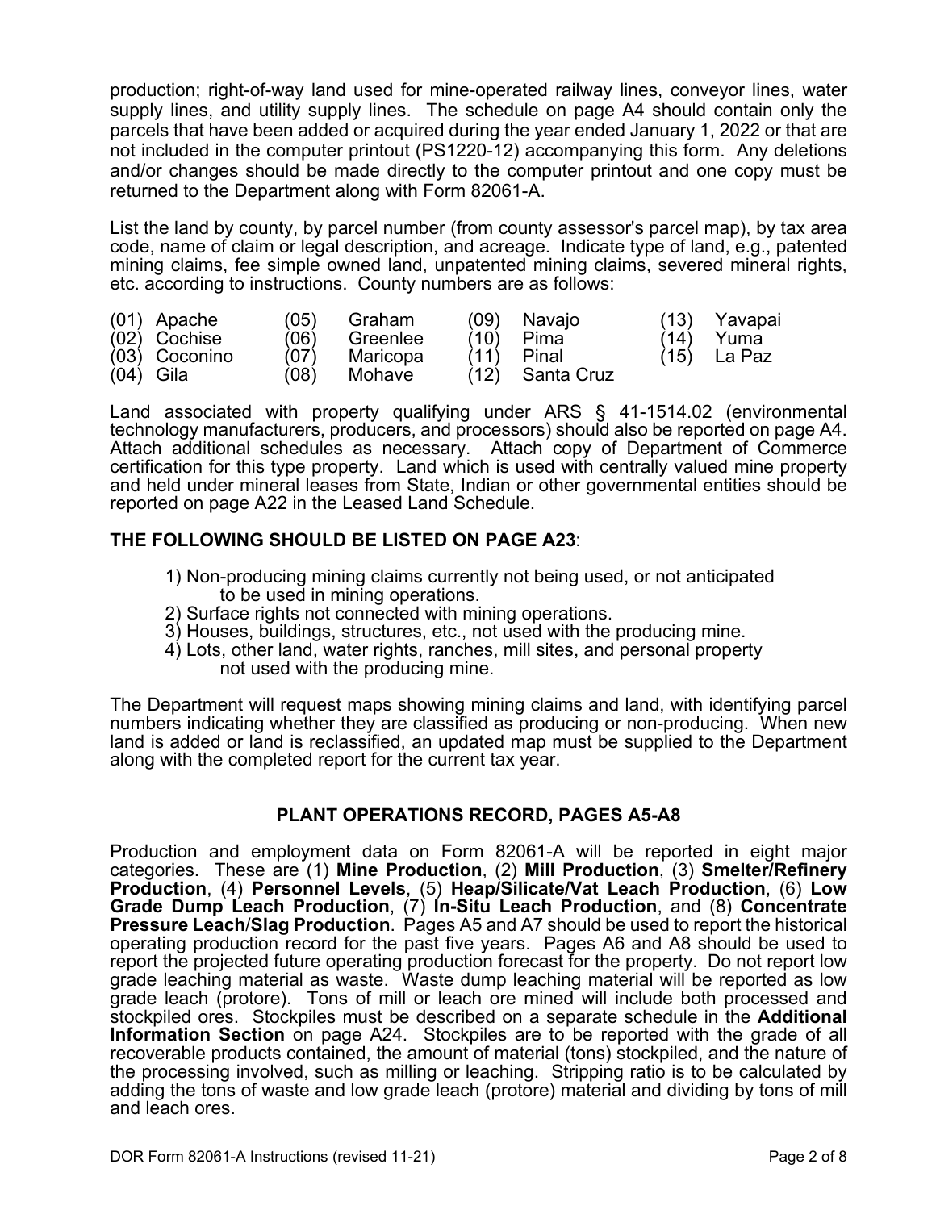production; right-of-way land used for mine-operated railway lines, conveyor lines, water supply lines, and utility supply lines. The schedule on page A4 should contain only the parcels that have been added or acquired during the year ended January 1, 2022 or that are not included in the computer printout (PS1220-12) accompanying this form. Any deletions and/or changes should be made directly to the computer printout and one copy must be returned to the Department along with Form 82061-A.

List the land by county, by parcel number (from county assessor's parcel map), by tax area code, name of claim or legal description, and acreage. Indicate type of land, e.g., patented mining claims, fee simple owned land, unpatented mining claims, severed mineral rights, etc. according to instructions. County numbers are as follows:

| | | | | | | | |
|---|---|---|---|---|---|---|---|
| (01) | Apache | (05) | Graham | (09) | Navajo | (13) | Yavapai |
| (02) | Cochise | (06) | Greenlee | (10) | Pima | (14) | Yuma |
| (03) | Coconino | (07) | Maricopa | (11) | Pinal | (15) | La Paz |
| (04) | Gila | (08) | Mohave | (12) | Santa Cruz | | |

Land associated with property qualifying under ARS § 41-1514.02 (environmental technology manufacturers, producers, and processors) should also be reported on page A4. Attach additional schedules as necessary. Attach copy of Department of Commerce certification for this type property. Land which is used with centrally valued mine property and held under mineral leases from State, Indian or other governmental entities should be reported on page A22 in the Leased Land Schedule.

**THE FOLLOWING SHOULD BE LISTED ON PAGE A23**:

1) Non-producing mining claims currently not being used, or not anticipated to be used in mining operations.
2) Surface rights not connected with mining operations.
3) Houses, buildings, structures, etc., not used with the producing mine.
4) Lots, other land, water rights, ranches, mill sites, and personal property not used with the producing mine.

The Department will request maps showing mining claims and land, with identifying parcel numbers indicating whether they are classified as producing or non-producing. When new land is added or land is reclassified, an updated map must be supplied to the Department along with the completed report for the current tax year.

## PLANT OPERATIONS RECORD, PAGES A5-A8

Production and employment data on Form 82061-A will be reported in eight major categories. These are (1) **Mine Production**, (2) **Mill Production**, (3) **Smelter/Refinery Production**, (4) **Personnel Levels**, (5) **Heap/Silicate/Vat Leach Production**, (6) **Low Grade Dump Leach Production**, (7) **In-Situ Leach Production**, and (8) **Concentrate Pressure Leach/Slag Production**. Pages A5 and A7 should be used to report the historical operating production record for the past five years. Pages A6 and A8 should be used to report the projected future operating production forecast for the property. Do not report low grade leaching material as waste. Waste dump leaching material will be reported as low grade leach (protore). Tons of mill or leach ore mined will include both processed and stockpiled ores. Stockpiles must be described on a separate schedule in the **Additional Information Section** on page A24. Stockpiles are to be reported with the grade of all recoverable products contained, the amount of material (tons) stockpiled, and the nature of the processing involved, such as milling or leaching. Stripping ratio is to be calculated by adding the tons of waste and low grade leach (protore) material and dividing by tons of mill and leach ores.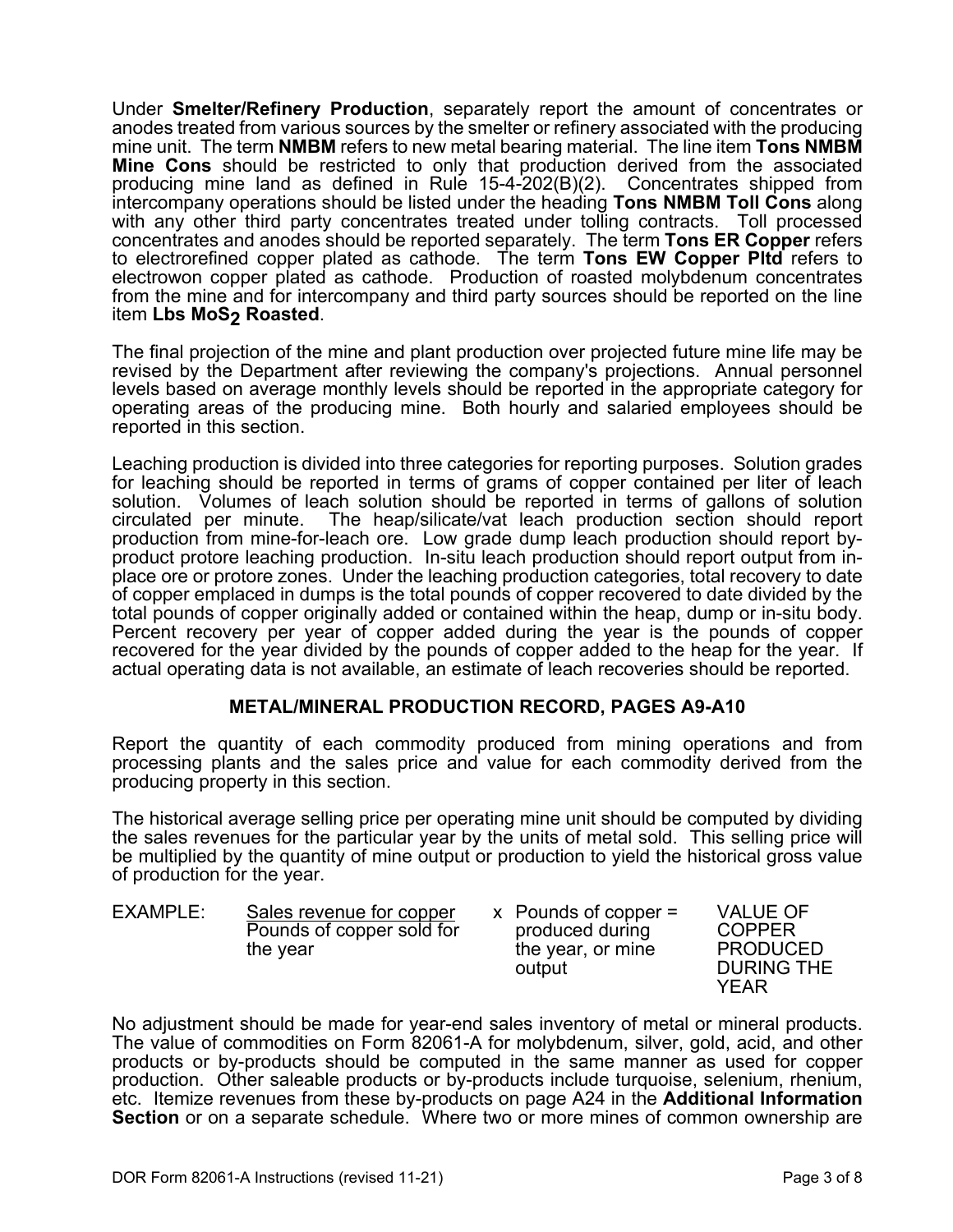Under **Smelter/Refinery Production**, separately report the amount of concentrates or anodes treated from various sources by the smelter or refinery associated with the producing mine unit. The term **NMBM** refers to new metal bearing material. The line item **Tons NMBM Mine Cons** should be restricted to only that production derived from the associated producing mine land as defined in Rule 15-4-202(B)(2). Concentrates shipped from intercompany operations should be listed under the heading **Tons NMBM Toll Cons** along with any other third party concentrates treated under tolling contracts. Toll processed concentrates and anodes should be reported separately. The term **Tons ER Copper** refers to electrorefined copper plated as cathode. The term **Tons EW Copper Pltd** refers to electrowon copper plated as cathode. Production of roasted molybdenum concentrates from the mine and for intercompany and third party sources should be reported on the line item **Lbs $MoS_2$ Roasted**.

The final projection of the mine and plant production over projected future mine life may be revised by the Department after reviewing the company's projections. Annual personnel levels based on average monthly levels should be reported in the appropriate category for operating areas of the producing mine. Both hourly and salaried employees should be reported in this section.

Leaching production is divided into three categories for reporting purposes. Solution grades for leaching should be reported in terms of grams of copper contained per liter of leach solution. Volumes of leach solution should be reported in terms of gallons of solution circulated per minute. The heap/silicate/vat leach production section should report production from mine-for-leach ore. Low grade dump leach production should report by-product protore leaching production. In-situ leach production should report output from in-place ore or protore zones. Under the leaching production categories, total recovery to date of copper emplaced in dumps is the total pounds of copper recovered to date divided by the total pounds of copper originally added or contained within the heap, dump or in-situ body. Percent recovery per year of copper added during the year is the pounds of copper recovered for the year divided by the pounds of copper added to the heap for the year. If actual operating data is not available, an estimate of leach recoveries should be reported.

## METAL/MINERAL PRODUCTION RECORD, PAGES A9-A10

Report the quantity of each commodity produced from mining operations and from processing plants and the sales price and value for each commodity derived from the producing property in this section.

The historical average selling price per operating mine unit should be computed by dividing the sales revenues for the particular year by the units of metal sold. This selling price will be multiplied by the quantity of mine output or production to yield the historical gross value of production for the year.

EXAMPLE:

$$\frac{\text{Sales revenue for copper}}{\text{Pounds of copper sold for the year}} \times \text{Pounds of copper produced during the year, or mine output} = \text{VALUE OF COPPER PRODUCED DURING THE YEAR}$$

No adjustment should be made for year-end sales inventory of metal or mineral products. The value of commodities on Form 82061-A for molybdenum, silver, gold, acid, and other products or by-products should be computed in the same manner as used for copper production. Other saleable products or by-products include turquoise, selenium, rhenium, etc. Itemize revenues from these by-products on page A24 in the **Additional Information Section** or on a separate schedule. Where two or more mines of common ownership are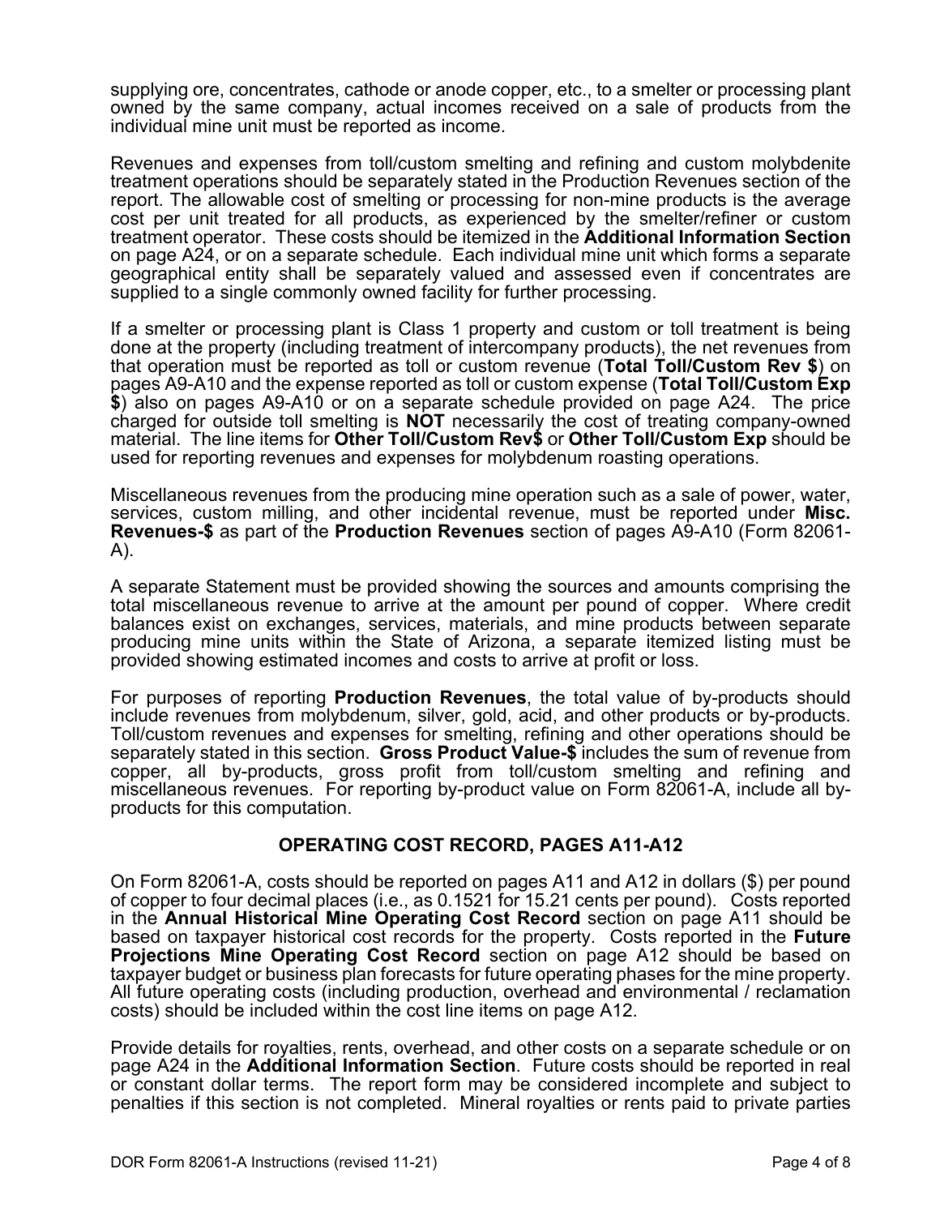supplying ore, concentrates, cathode or anode copper, etc., to a smelter or processing plant owned by the same company, actual incomes received on a sale of products from the individual mine unit must be reported as income.

Revenues and expenses from toll/custom smelting and refining and custom molybdenite treatment operations should be separately stated in the Production Revenues section of the report. The allowable cost of smelting or processing for non-mine products is the average cost per unit treated for all products, as experienced by the smelter/refiner or custom treatment operator. These costs should be itemized in the **Additional Information Section** on page A24, or on a separate schedule. Each individual mine unit which forms a separate geographical entity shall be separately valued and assessed even if concentrates are supplied to a single commonly owned facility for further processing.

If a smelter or processing plant is Class 1 property and custom or toll treatment is being done at the property (including treatment of intercompany products), the net revenues from that operation must be reported as toll or custom revenue (**Total Toll/Custom Rev $**) on pages A9-A10 and the expense reported as toll or custom expense (**Total Toll/Custom Exp $**) also on pages A9-A10 or on a separate schedule provided on page A24. The price charged for outside toll smelting is **NOT** necessarily the cost of treating company-owned material. The line items for **Other Toll/Custom Rev$** or **Other Toll/Custom Exp** should be used for reporting revenues and expenses for molybdenum roasting operations.

Miscellaneous revenues from the producing mine operation such as a sale of power, water, services, custom milling, and other incidental revenue, must be reported under **Misc. Revenues-$** as part of the **Production Revenues** section of pages A9-A10 (Form 82061-A).

A separate Statement must be provided showing the sources and amounts comprising the total miscellaneous revenue to arrive at the amount per pound of copper. Where credit balances exist on exchanges, services, materials, and mine products between separate producing mine units within the State of Arizona, a separate itemized listing must be provided showing estimated incomes and costs to arrive at profit or loss.

For purposes of reporting **Production Revenues**, the total value of by-products should include revenues from molybdenum, silver, gold, acid, and other products or by-products. Toll/custom revenues and expenses for smelting, refining and other operations should be separately stated in this section. **Gross Product Value-$** includes the sum of revenue from copper, all by-products, gross profit from toll/custom smelting and refining and miscellaneous revenues. For reporting by-product value on Form 82061-A, include all by-products for this computation.

## OPERATING COST RECORD, PAGES A11-A12

On Form 82061-A, costs should be reported on pages A11 and A12 in dollars ($) per pound of copper to four decimal places (i.e., as 0.1521 for 15.21 cents per pound). Costs reported in the **Annual Historical Mine Operating Cost Record** section on page A11 should be based on taxpayer historical cost records for the property. Costs reported in the **Future Projections Mine Operating Cost Record** section on page A12 should be based on taxpayer budget or business plan forecasts for future operating phases for the mine property. All future operating costs (including production, overhead and environmental / reclamation costs) should be included within the cost line items on page A12.

Provide details for royalties, rents, overhead, and other costs on a separate schedule or on page A24 in the **Additional Information Section**. Future costs should be reported in real or constant dollar terms. The report form may be considered incomplete and subject to penalties if this section is not completed. Mineral royalties or rents paid to private parties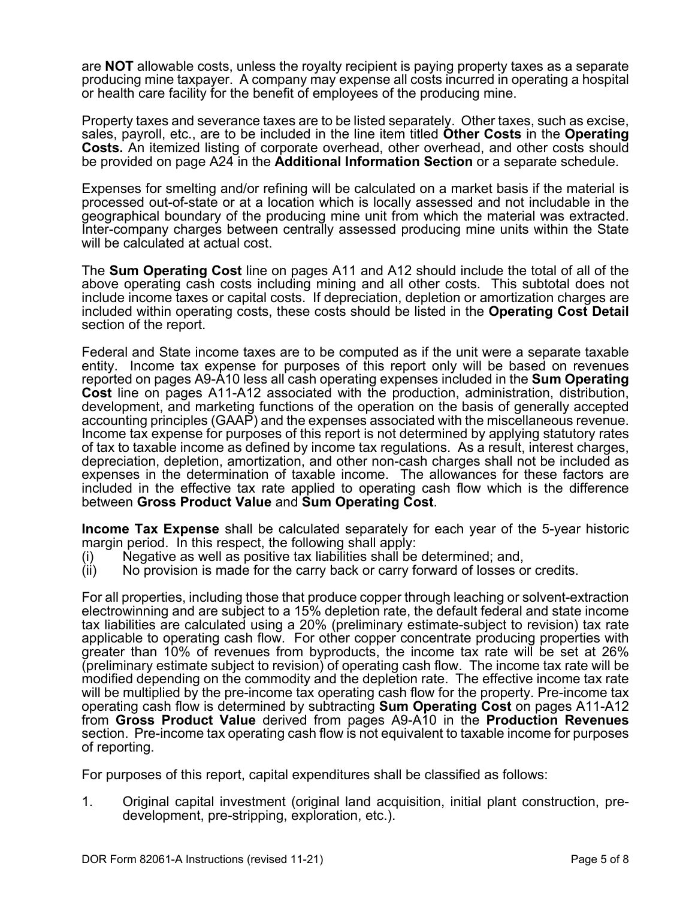are **NOT** allowable costs, unless the royalty recipient is paying property taxes as a separate producing mine taxpayer. A company may expense all costs incurred in operating a hospital or health care facility for the benefit of employees of the producing mine.

Property taxes and severance taxes are to be listed separately. Other taxes, such as excise, sales, payroll, etc., are to be included in the line item titled **Other Costs** in the **Operating Costs.** An itemized listing of corporate overhead, other overhead, and other costs should be provided on page A24 in the **Additional Information Section** or a separate schedule.

Expenses for smelting and/or refining will be calculated on a market basis if the material is processed out-of-state or at a location which is locally assessed and not includable in the geographical boundary of the producing mine unit from which the material was extracted. Inter-company charges between centrally assessed producing mine units within the State will be calculated at actual cost.

The **Sum Operating Cost** line on pages A11 and A12 should include the total of all of the above operating cash costs including mining and all other costs. This subtotal does not include income taxes or capital costs. If depreciation, depletion or amortization charges are included within operating costs, these costs should be listed in the **Operating Cost Detail** section of the report.

Federal and State income taxes are to be computed as if the unit were a separate taxable entity. Income tax expense for purposes of this report only will be based on revenues reported on pages A9-A10 less all cash operating expenses included in the **Sum Operating Cost** line on pages A11-A12 associated with the production, administration, distribution, development, and marketing functions of the operation on the basis of generally accepted accounting principles (GAAP) and the expenses associated with the miscellaneous revenue. Income tax expense for purposes of this report is not determined by applying statutory rates of tax to taxable income as defined by income tax regulations. As a result, interest charges, depreciation, depletion, amortization, and other non-cash charges shall not be included as expenses in the determination of taxable income. The allowances for these factors are included in the effective tax rate applied to operating cash flow which is the difference between **Gross Product Value** and **Sum Operating Cost**.

**Income Tax Expense** shall be calculated separately for each year of the 5-year historic margin period. In this respect, the following shall apply:

(i) Negative as well as positive tax liabilities shall be determined; and,
(ii) No provision is made for the carry back or carry forward of losses or credits.

For all properties, including those that produce copper through leaching or solvent-extraction electrowinning and are subject to a 15% depletion rate, the default federal and state income tax liabilities are calculated using a 20% (preliminary estimate-subject to revision) tax rate applicable to operating cash flow. For other copper concentrate producing properties with greater than 10% of revenues from byproducts, the income tax rate will be set at 26% (preliminary estimate subject to revision) of operating cash flow. The income tax rate will be modified depending on the commodity and the depletion rate. The effective income tax rate will be multiplied by the pre-income tax operating cash flow for the property. Pre-income tax operating cash flow is determined by subtracting **Sum Operating Cost** on pages A11-A12 from **Gross Product Value** derived from pages A9-A10 in the **Production Revenues** section. Pre-income tax operating cash flow is not equivalent to taxable income for purposes of reporting.

For purposes of this report, capital expenditures shall be classified as follows:

1. Original capital investment (original land acquisition, initial plant construction, pre-development, pre-stripping, exploration, etc.).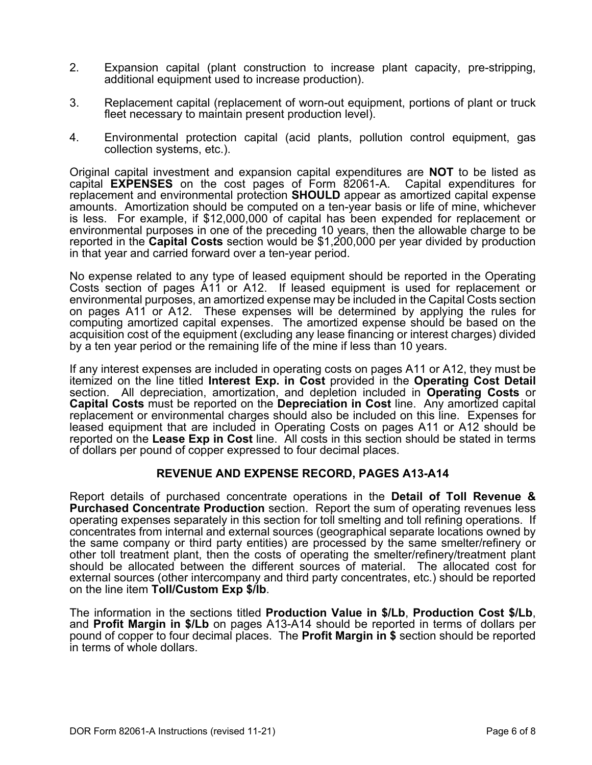2. Expansion capital (plant construction to increase plant capacity, pre-stripping, additional equipment used to increase production).

3. Replacement capital (replacement of worn-out equipment, portions of plant or truck fleet necessary to maintain present production level).

4. Environmental protection capital (acid plants, pollution control equipment, gas collection systems, etc.).

Original capital investment and expansion capital expenditures are **NOT** to be listed as capital **EXPENSES** on the cost pages of Form 82061-A. Capital expenditures for replacement and environmental protection **SHOULD** appear as amortized capital expense amounts. Amortization should be computed on a ten-year basis or life of mine, whichever is less. For example, if $12,000,000 of capital has been expended for replacement or environmental purposes in one of the preceding 10 years, then the allowable charge to be reported in the **Capital Costs** section would be $1,200,000 per year divided by production in that year and carried forward over a ten-year period.

No expense related to any type of leased equipment should be reported in the Operating Costs section of pages A11 or A12. If leased equipment is used for replacement or environmental purposes, an amortized expense may be included in the Capital Costs section on pages A11 or A12. These expenses will be determined by applying the rules for computing amortized capital expenses. The amortized expense should be based on the acquisition cost of the equipment (excluding any lease financing or interest charges) divided by a ten year period or the remaining life of the mine if less than 10 years.

If any interest expenses are included in operating costs on pages A11 or A12, they must be itemized on the line titled **Interest Exp. in Cost** provided in the **Operating Cost Detail** section. All depreciation, amortization, and depletion included in **Operating Costs** or **Capital Costs** must be reported on the **Depreciation in Cost** line. Any amortized capital replacement or environmental charges should also be included on this line. Expenses for leased equipment that are included in Operating Costs on pages A11 or A12 should be reported on the **Lease Exp in Cost** line. All costs in this section should be stated in terms of dollars per pound of copper expressed to four decimal places.

## REVENUE AND EXPENSE RECORD, PAGES A13-A14

Report details of purchased concentrate operations in the **Detail of Toll Revenue & Purchased Concentrate Production** section. Report the sum of operating revenues less operating expenses separately in this section for toll smelting and toll refining operations. If concentrates from internal and external sources (geographical separate locations owned by the same company or third party entities) are processed by the same smelter/refinery or other toll treatment plant, then the costs of operating the smelter/refinery/treatment plant should be allocated between the different sources of material. The allocated cost for external sources (other intercompany and third party concentrates, etc.) should be reported on the line item **Toll/Custom Exp $/lb**.

The information in the sections titled **Production Value in $/Lb**, **Production Cost $/Lb**, and **Profit Margin in $/Lb** on pages A13-A14 should be reported in terms of dollars per pound of copper to four decimal places. The **Profit Margin in $** section should be reported in terms of whole dollars.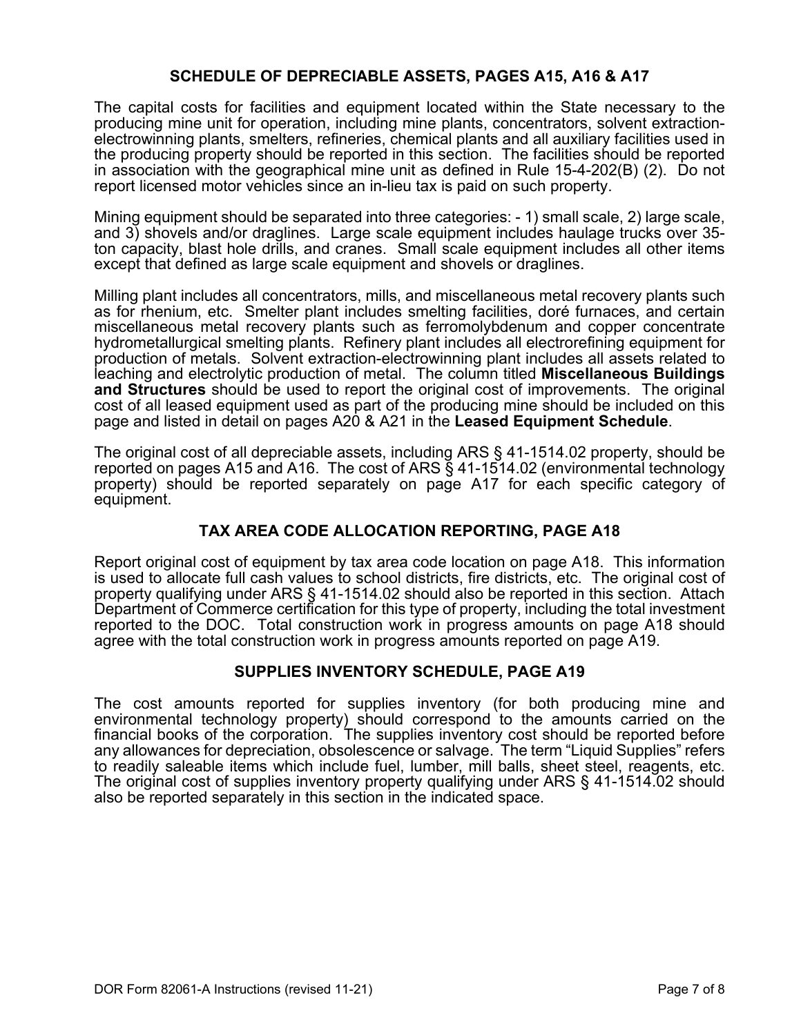## SCHEDULE OF DEPRECIABLE ASSETS, PAGES A15, A16 & A17

The capital costs for facilities and equipment located within the State necessary to the producing mine unit for operation, including mine plants, concentrators, solvent extraction-electrowinning plants, smelters, refineries, chemical plants and all auxiliary facilities used in the producing property should be reported in this section. The facilities should be reported in association with the geographical mine unit as defined in Rule 15-4-202(B) (2). Do not report licensed motor vehicles since an in-lieu tax is paid on such property.

Mining equipment should be separated into three categories: - 1) small scale, 2) large scale, and 3) shovels and/or draglines. Large scale equipment includes haulage trucks over 35-ton capacity, blast hole drills, and cranes. Small scale equipment includes all other items except that defined as large scale equipment and shovels or draglines.

Milling plant includes all concentrators, mills, and miscellaneous metal recovery plants such as for rhenium, etc. Smelter plant includes smelting facilities, doré furnaces, and certain miscellaneous metal recovery plants such as ferromolybdenum and copper concentrate hydrometallurgical smelting plants. Refinery plant includes all electrorefining equipment for production of metals. Solvent extraction-electrowinning plant includes all assets related to leaching and electrolytic production of metal. The column titled **Miscellaneous Buildings and Structures** should be used to report the original cost of improvements. The original cost of all leased equipment used as part of the producing mine should be included on this page and listed in detail on pages A20 & A21 in the **Leased Equipment Schedule**.

The original cost of all depreciable assets, including ARS § 41-1514.02 property, should be reported on pages A15 and A16. The cost of ARS § 41-1514.02 (environmental technology property) should be reported separately on page A17 for each specific category of equipment.

## TAX AREA CODE ALLOCATION REPORTING, PAGE A18

Report original cost of equipment by tax area code location on page A18. This information is used to allocate full cash values to school districts, fire districts, etc. The original cost of property qualifying under ARS § 41-1514.02 should also be reported in this section. Attach Department of Commerce certification for this type of property, including the total investment reported to the DOC. Total construction work in progress amounts on page A18 should agree with the total construction work in progress amounts reported on page A19.

## SUPPLIES INVENTORY SCHEDULE, PAGE A19

The cost amounts reported for supplies inventory (for both producing mine and environmental technology property) should correspond to the amounts carried on the financial books of the corporation. The supplies inventory cost should be reported before any allowances for depreciation, obsolescence or salvage. The term "Liquid Supplies" refers to readily saleable items which include fuel, lumber, mill balls, sheet steel, reagents, etc. The original cost of supplies inventory property qualifying under ARS § 41-1514.02 should also be reported separately in this section in the indicated space.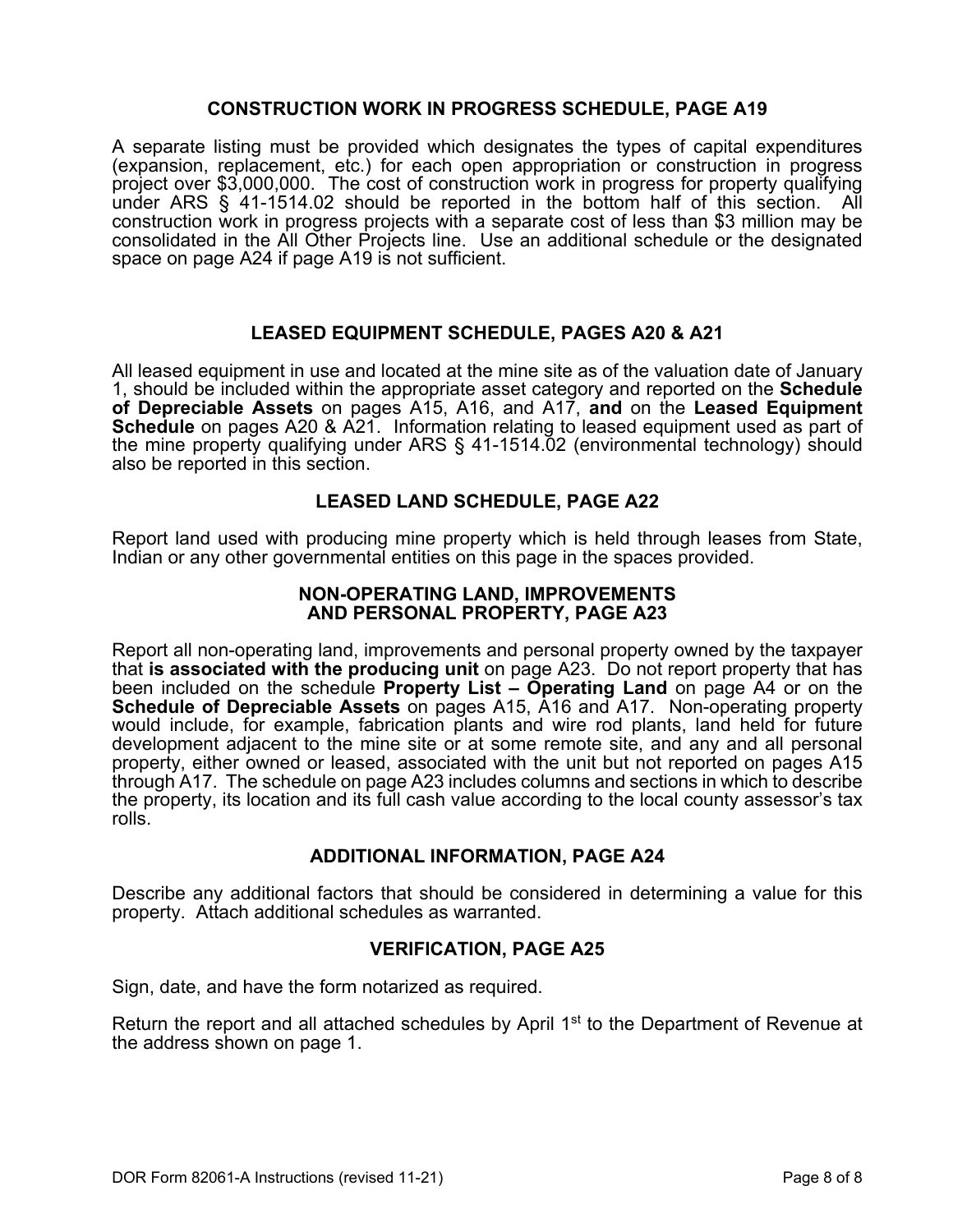## CONSTRUCTION WORK IN PROGRESS SCHEDULE, PAGE A19

A separate listing must be provided which designates the types of capital expenditures (expansion, replacement, etc.) for each open appropriation or construction in progress project over $3,000,000. The cost of construction work in progress for property qualifying under ARS § 41-1514.02 should be reported in the bottom half of this section. All construction work in progress projects with a separate cost of less than $3 million may be consolidated in the All Other Projects line. Use an additional schedule or the designated space on page A24 if page A19 is not sufficient.

## LEASED EQUIPMENT SCHEDULE, PAGES A20 & A21

All leased equipment in use and located at the mine site as of the valuation date of January 1, should be included within the appropriate asset category and reported on the **Schedule of Depreciable Assets** on pages A15, A16, and A17, **and** on the **Leased Equipment Schedule** on pages A20 & A21. Information relating to leased equipment used as part of the mine property qualifying under ARS § 41-1514.02 (environmental technology) should also be reported in this section.

## LEASED LAND SCHEDULE, PAGE A22

Report land used with producing mine property which is held through leases from State, Indian or any other governmental entities on this page in the spaces provided.

## NON-OPERATING LAND, IMPROVEMENTS AND PERSONAL PROPERTY, PAGE A23

Report all non-operating land, improvements and personal property owned by the taxpayer that **is associated with the producing unit** on page A23. Do not report property that has been included on the schedule **Property List – Operating Land** on page A4 or on the **Schedule of Depreciable Assets** on pages A15, A16 and A17. Non-operating property would include, for example, fabrication plants and wire rod plants, land held for future development adjacent to the mine site or at some remote site, and any and all personal property, either owned or leased, associated with the unit but not reported on pages A15 through A17. The schedule on page A23 includes columns and sections in which to describe the property, its location and its full cash value according to the local county assessor's tax rolls.

## ADDITIONAL INFORMATION, PAGE A24

Describe any additional factors that should be considered in determining a value for this property. Attach additional schedules as warranted.

## VERIFICATION, PAGE A25

Sign, date, and have the form notarized as required.

Return the report and all attached schedules by April 1st to the Department of Revenue at the address shown on page 1.